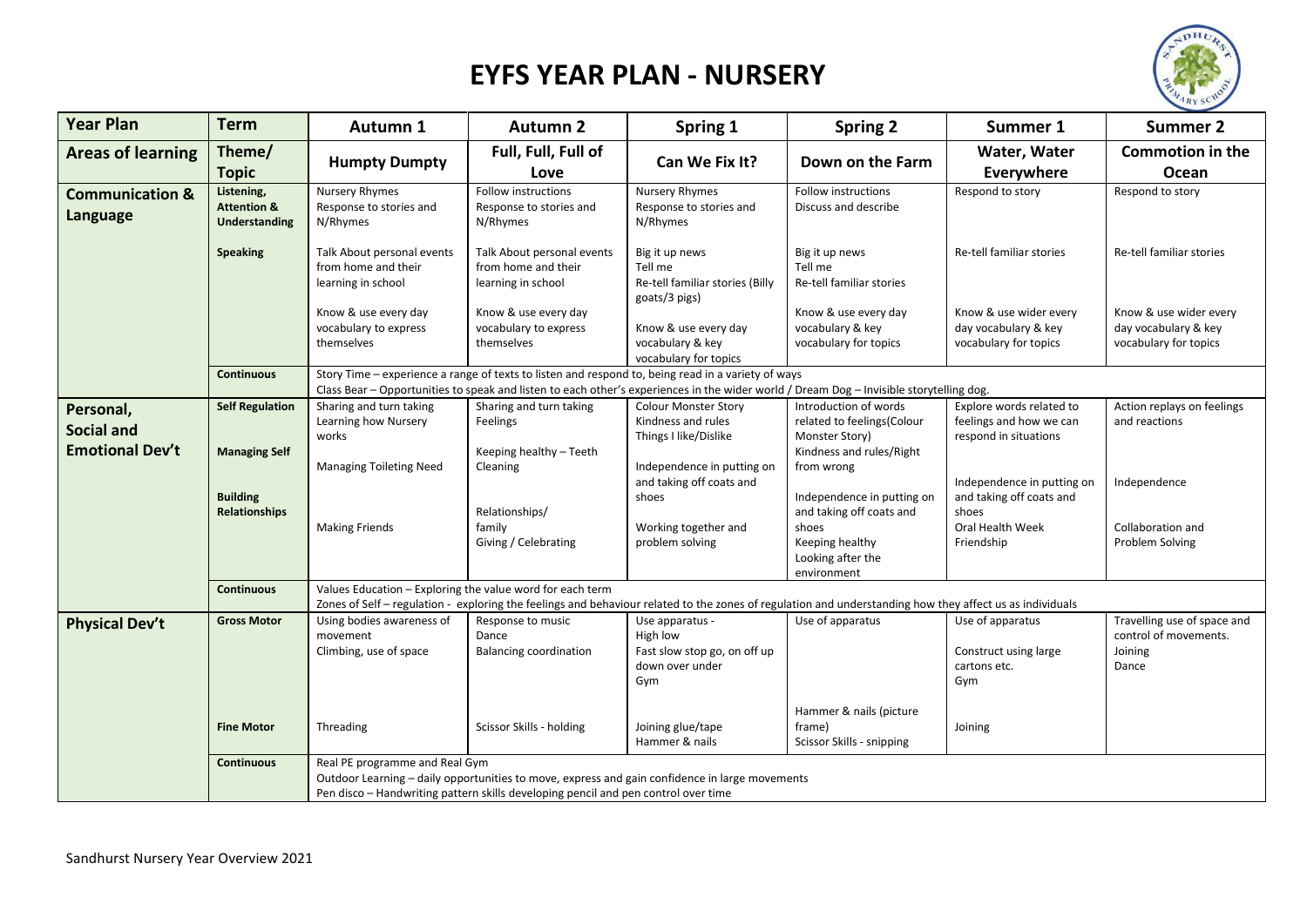# EYFS YEAR PLAN - NURSERY

| Year Plan | Term | Autumn 1 | Autumn 2 | Spring 1 | Spring 2 | Summer 1 | Summer 2 |
|---|---|---|---|---|---|---|---|
| **Areas of learning** | **Theme/ Topic** | **Humpty Dumpty** | **Full, Full, Full of Love** | **Can We Fix It?** | **Down on the Farm** | **Water, Water Everywhere** | **Commotion in the Ocean** |
| **Communication & Language** | **Listening, Attention & Understanding** | Nursery Rhymes<br>Response to stories and N/Rhymes | Follow instructions<br>Response to stories and N/Rhymes | Nursery Rhymes<br>Response to stories and N/Rhymes | Follow instructions<br>Discuss and describe | Respond to story | Respond to story |
| | **Speaking** | Talk About personal events from home and their learning in school<br><br>Know & use every day vocabulary to express themselves | Talk About personal events from home and their learning in school<br><br>Know & use every day vocabulary to express themselves | Big it up news<br>Tell me<br>Re-tell familiar stories (Billy goats/3 pigs)<br><br>Know & use every day vocabulary & key vocabulary for topics | Big it up news<br>Tell me<br>Re-tell familiar stories<br><br>Know & use every day vocabulary & key vocabulary for topics | Re-tell familiar stories<br><br>Know & use wider every day vocabulary & key vocabulary for topics | Re-tell familiar stories<br><br>Know & use wider every day vocabulary & key vocabulary for topics |
| | **Continuous** | Story Time – experience a range of texts to listen and respond to, being read in a variety of ways<br>Class Bear – Opportunities to speak and listen to each other's experiences in the wider world / Dream Dog – Invisible storytelling dog. | | | | | |
| **Personal, Social and Emotional Dev't** | **Self Regulation** | Sharing and turn taking<br>Learning how Nursery works | Sharing and turn taking<br>Feelings | Colour Monster Story<br>Kindness and rules<br>Things I like/Dislike | Introduction of words related to feelings(Colour Monster Story)<br>Kindness and rules/Right from wrong | Explore words related to feelings and how we can respond in situations | Action replays on feelings and reactions |
| | **Managing Self** | Managing Toileting Need | Keeping healthy – Teeth Cleaning | Independence in putting on and taking off coats and shoes | Independence in putting on and taking off coats and shoes | Independence in putting on and taking off coats and shoes | Independence |
| | **Building Relationships** | Making Friends | Relationships/ family<br>Giving / Celebrating | Working together and problem solving | Keeping healthy<br>Looking after the environment | Oral Health Week<br>Friendship | Collaboration and Problem Solving |
| | **Continuous** | Values Education – Exploring the value word for each term<br>Zones of Self – regulation - exploring the feelings and behaviour related to the zones of regulation and understanding how they affect us as individuals | | | | | |
| **Physical Dev't** | **Gross Motor** | Using bodies awareness of movement<br>Climbing, use of space | Response to music<br>Dance<br>Balancing coordination | Use apparatus -<br>High low<br>Fast slow stop go, on off up down over under<br>Gym | Use of apparatus | Use of apparatus<br><br>Construct using large cartons etc.<br>Gym | Travelling use of space and control of movements.<br>Joining<br>Dance |
| | **Fine Motor** | Threading | Scissor Skills - holding | Joining glue/tape<br>Hammer & nails | Hammer & nails (picture frame)<br>Scissor Skills - snipping | Joining | |
| | **Continuous** | Real PE programme and Real Gym<br>Outdoor Learning – daily opportunities to move, express and gain confidence in large movements<br>Pen disco – Handwriting pattern skills developing pencil and pen control over time | | | | | |

Sandhurst Nursery Year Overview 2021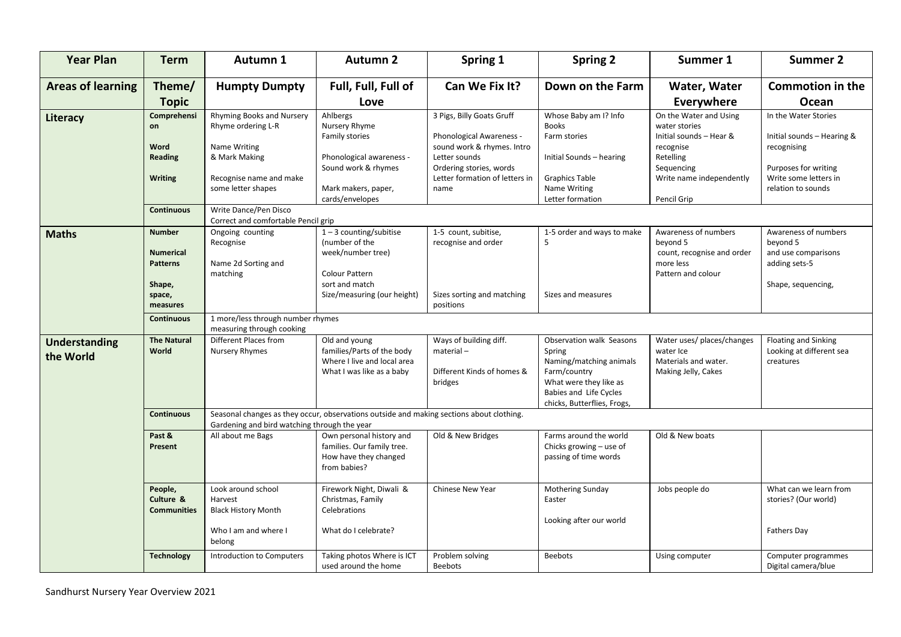| Year Plan | Term | Autumn 1 | Autumn 2 | Spring 1 | Spring 2 | Summer 1 | Summer 2 |
|---|---|---|---|---|---|---|---|
| **Areas of learning** | **Theme/ Topic** | **Humpty Dumpty** | **Full, Full, Full of Love** | **Can We Fix It?** | **Down on the Farm** | **Water, Water Everywhere** | **Commotion in the Ocean** |
| **Literacy** | **Comprehension**<br>**Word Reading**<br>**Writing** | Rhyming Books and Nursery Rhyme ordering L-R<br>Name Writing & Mark Making<br>Recognise name and make some letter shapes | Ahlbergs<br>Nursery Rhyme<br>Family stories<br>Phonological awareness - Sound work & rhymes<br>Mark makers, paper, cards/envelopes | 3 Pigs, Billy Goats Gruff<br>Phonological Awareness - sound work & rhymes. Intro Letter sounds<br>Ordering stories, words<br>Letter formation of letters in name | Whose Baby am I? Info Books<br>Farm stories<br>Initial Sounds – hearing<br>Graphics Table<br>Name Writing<br>Letter formation | On the Water and Using water stories<br>Initial sounds – Hear & recognise<br>Retelling<br>Sequencing<br>Write name independently<br>Pencil Grip | In the Water Stories<br>Initial sounds – Hearing & recognising<br>Purposes for writing<br>Write some letters in relation to sounds |
| | **Continuous** | Write Dance/Pen Disco<br>Correct and comfortable Pencil grip | | | | | |
| **Maths** | **Number**<br>**Numerical Patterns**<br>**Shape, space, measures** | Ongoing counting<br>Recognise<br>Name 2d Sorting and matching | 1 – 3 counting/subitise (number of the week/number tree)<br>Colour Pattern<br>sort and match<br>Size/measuring (our height) | 1-5 count, subitise, recognise and order<br>Sizes sorting and matching positions | 1-5 order and ways to make 5<br>Sizes and measures | Awareness of numbers beyond 5<br>count, recognise and order more less<br>Pattern and colour | Awareness of numbers beyond 5<br>and use comparisons adding sets-5<br>Shape, sequencing, |
| | **Continuous** | 1 more/less through number rhymes<br>measuring through cooking | | | | | |
| **Understanding the World** | **The Natural World** | Different Places from Nursery Rhymes | Old and young families/Parts of the body<br>Where I live and local area<br>What I was like as a baby | Ways of building diff. material –<br>Different Kinds of homes & bridges | Observation walk Seasons Spring<br>Naming/matching animals Farm/country<br>What were they like as Babies and Life Cycles chicks, Butterflies, Frogs, | Water uses/ places/changes water Ice<br>Materials and water.<br>Making Jelly, Cakes | Floating and Sinking<br>Looking at different sea creatures |
| | **Continuous** | Seasonal changes as they occur, observations outside and making sections about clothing.<br>Gardening and bird watching through the year | | | | | |
| | **Past & Present** | All about me Bags | Own personal history and families. Our family tree.<br>How have they changed from babies? | Old & New Bridges | Farms around the world<br>Chicks growing – use of passing of time words | Old & New boats | |
| | **People, Culture & Communities** | Look around school<br>Harvest<br>Black History Month<br>Who I am and where I belong | Firework Night, Diwali & Christmas, Family Celebrations<br>What do I celebrate? | Chinese New Year | Mothering Sunday<br>Easter<br>Looking after our world | Jobs people do | What can we learn from stories? (Our world)<br>Fathers Day |
| | **Technology** | Introduction to Computers | Taking photos Where is ICT used around the home | Problem solving<br>Beebots | Beebots | Using computer | Computer programmes<br>Digital camera/blue |

Sandhurst Nursery Year Overview 2021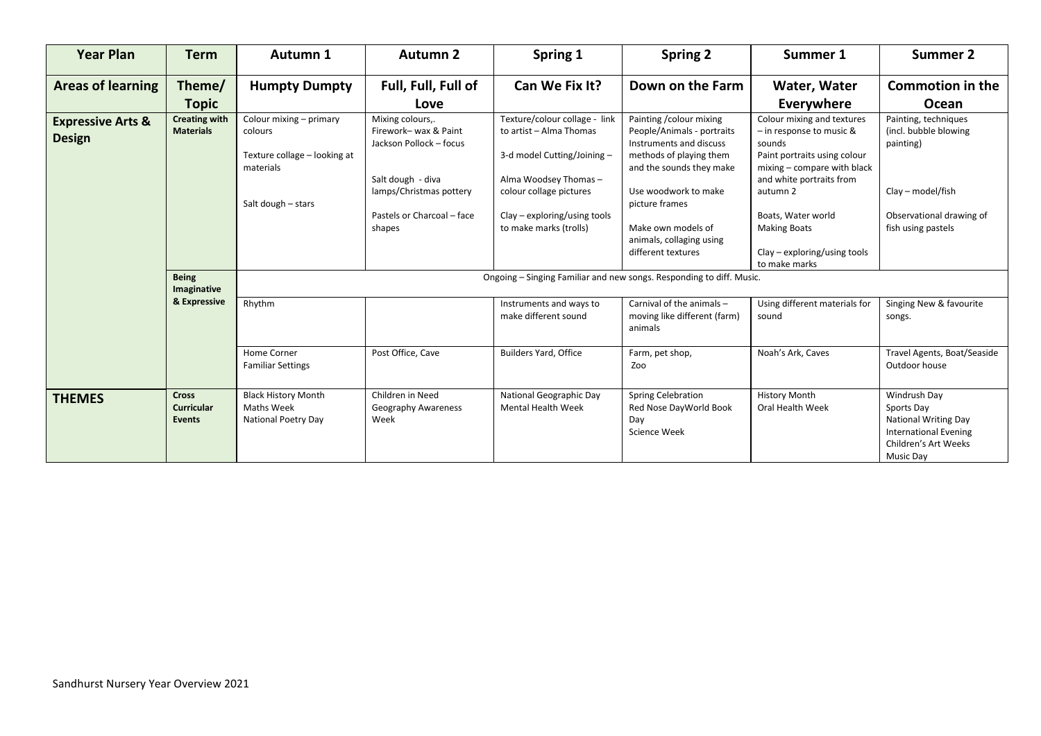| Year Plan | Term | Autumn 1 | Autumn 2 | Spring 1 | Spring 2 | Summer 1 | Summer 2 |
|---|---|---|---|---|---|---|---|
| **Areas of learning** | **Theme/ Topic** | **Humpty Dumpty** | **Full, Full, Full of Love** | **Can We Fix It?** | **Down on the Farm** | **Water, Water Everywhere** | **Commotion in the Ocean** |
| **Expressive Arts & Design** | **Creating with Materials** | Colour mixing – primary colours<br><br>Texture collage – looking at materials<br><br>Salt dough – stars | Mixing colours,.<br>Firework– wax & Paint Jackson Pollock – focus<br><br>Salt dough - diva lamps/Christmas pottery<br><br>Pastels or Charcoal – face shapes | Texture/colour collage - link to artist – Alma Thomas<br><br>3-d model Cutting/Joining –<br><br>Alma Woodsey Thomas – colour collage pictures<br><br>Clay – exploring/using tools to make marks (trolls) | Painting /colour mixing People/Animals - portraits Instruments and discuss methods of playing them and the sounds they make<br><br>Use woodwork to make picture frames<br><br>Make own models of animals, collaging using different textures | Colour mixing and textures – in response to music & sounds<br>Paint portraits using colour mixing – compare with black and white portraits from autumn 2<br><br>Boats, Water world<br>Making Boats<br><br>Clay – exploring/using tools to make marks | Painting, techniques (incl. bubble blowing painting)<br><br>Clay – model/fish<br><br>Observational drawing of fish using pastels |
| | **Being Imaginative & Expressive** | Ongoing – Singing Familiar and new songs. Responding to diff. Music. | | | | | |
| | | Rhythm | | Instruments and ways to make different sound | Carnival of the animals – moving like different (farm) animals | Using different materials for sound | Singing New & favourite songs. |
| | | Home Corner<br>Familiar Settings | Post Office, Cave | Builders Yard, Office | Farm, pet shop,<br>Zoo | Noah's Ark, Caves | Travel Agents, Boat/Seaside<br>Outdoor house |
| **THEMES** | **Cross Curricular Events** | Black History Month<br>Maths Week<br>National Poetry Day | Children in Need<br>Geography Awareness Week | National Geographic Day<br>Mental Health Week | Spring Celebration<br>Red Nose DayWorld Book Day<br>Science Week | History Month<br>Oral Health Week | Windrush Day<br>Sports Day<br>National Writing Day<br>International Evening<br>Children's Art Weeks<br>Music Day |

Sandhurst Nursery Year Overview 2021